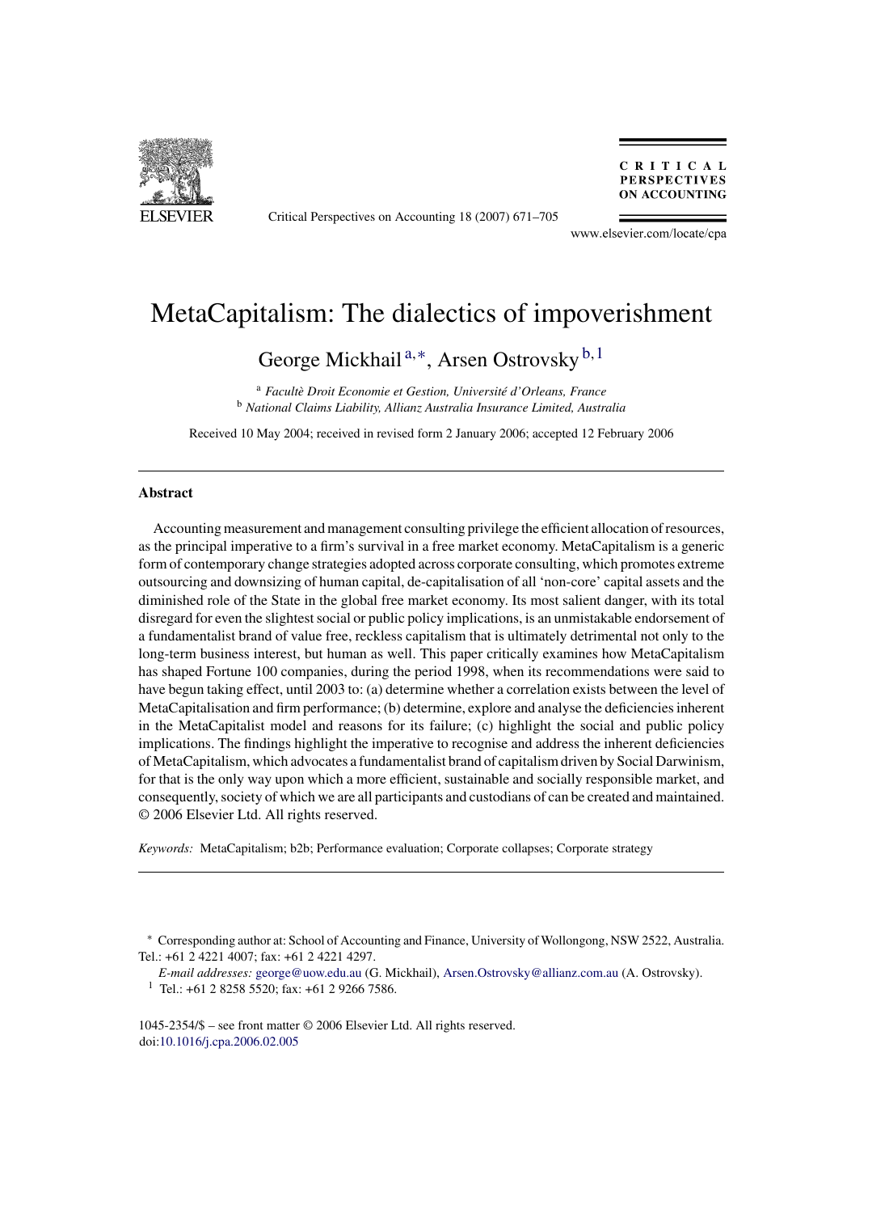# MetaCapitalism: The dialectics of impoverishment

George Mickhail [a,*], Arsen Ostrovsky [b,1]

[a] *Facultè Droit Economie et Gestion, Université d'Orleans, France*
[b] *National Claims Liability, Allianz Australia Insurance Limited, Australia*

Received 10 May 2004; received in revised form 2 January 2006; accepted 12 February 2006

## Abstract

Accounting measurement and management consulting privilege the efficient allocation of resources, as the principal imperative to a firm's survival in a free market economy. MetaCapitalism is a generic form of contemporary change strategies adopted across corporate consulting, which promotes extreme outsourcing and downsizing of human capital, de-capitalisation of all 'non-core' capital assets and the diminished role of the State in the global free market economy. Its most salient danger, with its total disregard for even the slightest social or public policy implications, is an unmistakable endorsement of a fundamentalist brand of value free, reckless capitalism that is ultimately detrimental not only to the long-term business interest, but human as well. This paper critically examines how MetaCapitalism has shaped Fortune 100 companies, during the period 1998, when its recommendations were said to have begun taking effect, until 2003 to: (a) determine whether a correlation exists between the level of MetaCapitalisation and firm performance; (b) determine, explore and analyse the deficiencies inherent in the MetaCapitalist model and reasons for its failure; (c) highlight the social and public policy implications. The findings highlight the imperative to recognise and address the inherent deficiencies of MetaCapitalism, which advocates a fundamentalist brand of capitalism driven by Social Darwinism, for that is the only way upon which a more efficient, sustainable and socially responsible market, and consequently, society of which we are all participants and custodians of can be created and maintained.
© 2006 Elsevier Ltd. All rights reserved.

*Keywords:* MetaCapitalism; b2b; Performance evaluation; Corporate collapses; Corporate strategy

---

* Corresponding author at: School of Accounting and Finance, University of Wollongong, NSW 2522, Australia. Tel.: +61 2 4221 4007; fax: +61 2 4221 4297.

*E-mail addresses:* george@uow.edu.au (G. Mickhail), Arsen.Ostrovsky@allianz.com.au (A. Ostrovsky).

[1] Tel.: +61 2 8258 5520; fax: +61 2 9266 7586.

1045-2354/$ – see front matter © 2006 Elsevier Ltd. All rights reserved.
doi:10.1016/j.cpa.2006.02.005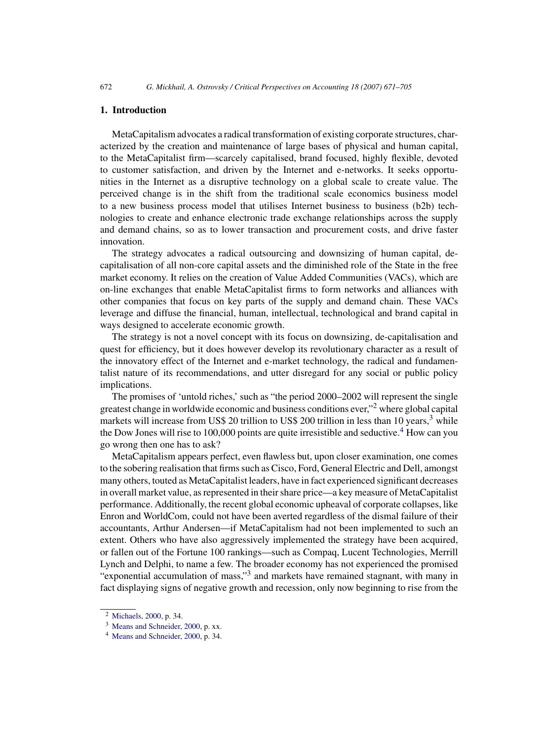## 1. Introduction

MetaCapitalism advocates a radical transformation of existing corporate structures, characterized by the creation and maintenance of large bases of physical and human capital, to the MetaCapitalist firm—scarcely capitalised, brand focused, highly flexible, devoted to customer satisfaction, and driven by the Internet and e-networks. It seeks opportunities in the Internet as a disruptive technology on a global scale to create value. The perceived change is in the shift from the traditional scale economics business model to a new business process model that utilises Internet business to business (b2b) technologies to create and enhance electronic trade exchange relationships across the supply and demand chains, so as to lower transaction and procurement costs, and drive faster innovation.

The strategy advocates a radical outsourcing and downsizing of human capital, de-capitalisation of all non-core capital assets and the diminished role of the State in the free market economy. It relies on the creation of Value Added Communities (VACs), which are on-line exchanges that enable MetaCapitalist firms to form networks and alliances with other companies that focus on key parts of the supply and demand chain. These VACs leverage and diffuse the financial, human, intellectual, technological and brand capital in ways designed to accelerate economic growth.

The strategy is not a novel concept with its focus on downsizing, de-capitalisation and quest for efficiency, but it does however develop its revolutionary character as a result of the innovatory effect of the Internet and e-market technology, the radical and fundamentalist nature of its recommendations, and utter disregard for any social or public policy implications.

The promises of 'untold riches,' such as "the period 2000–2002 will represent the single greatest change in worldwide economic and business conditions ever,"[2] where global capital markets will increase from US$ 20 trillion to US$ 200 trillion in less than 10 years,[3] while the Dow Jones will rise to 100,000 points are quite irresistible and seductive.[4] How can you go wrong then one has to ask?

MetaCapitalism appears perfect, even flawless but, upon closer examination, one comes to the sobering realisation that firms such as Cisco, Ford, General Electric and Dell, amongst many others, touted as MetaCapitalist leaders, have in fact experienced significant decreases in overall market value, as represented in their share price—a key measure of MetaCapitalist performance. Additionally, the recent global economic upheaval of corporate collapses, like Enron and WorldCom, could not have been averted regardless of the dismal failure of their accountants, Arthur Andersen—if MetaCapitalism had not been implemented to such an extent. Others who have also aggressively implemented the strategy have been acquired, or fallen out of the Fortune 100 rankings—such as Compaq, Lucent Technologies, Merrill Lynch and Delphi, to name a few. The broader economy has not experienced the promised "exponential accumulation of mass,"[3] and markets have remained stagnant, with many in fact displaying signs of negative growth and recession, only now beginning to rise from the

[2] Michaels, 2000, p. 34.

[3] Means and Schneider, 2000, p. xx.

[4] Means and Schneider, 2000, p. 34.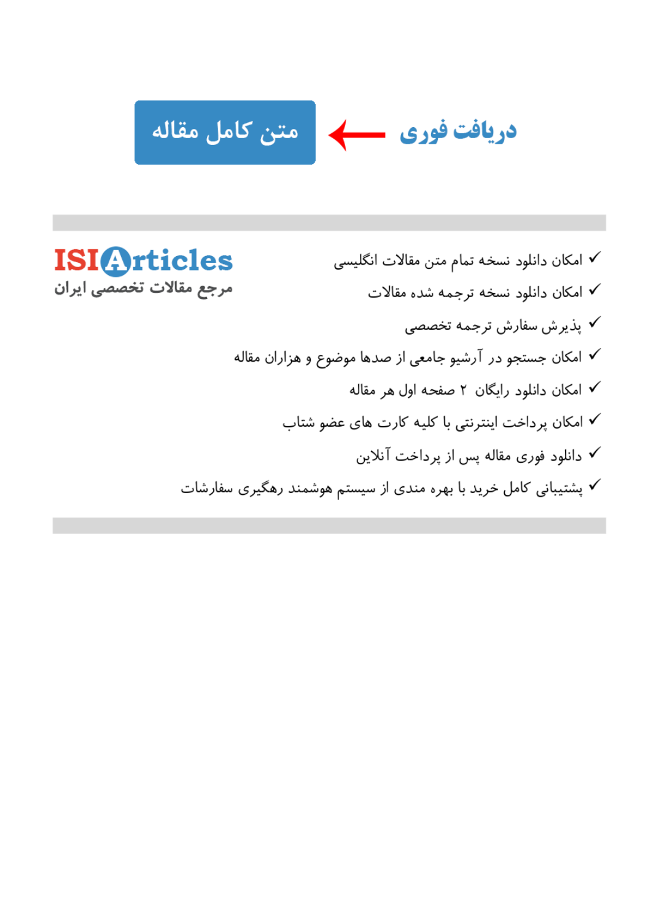**دریافت فوری** ← **متن کامل مقاله**

**ISIArticles**
مرجع مقالات تخصصی ایران

- ✓ امکان دانلود نسخه تمام متن مقالات انگلیسی
- ✓ امکان دانلود نسخه ترجمه شده مقالات
- ✓ پذیرش سفارش ترجمه تخصصی
- ✓ امکان جستجو در آرشیو جامعی از صدها موضوع و هزاران مقاله
- ✓ امکان دانلود رایگان ۲ صفحه اول هر مقاله
- ✓ امکان پرداخت اینترنتی با کلیه کارت های عضو شتاب
- ✓ دانلود فوری مقاله پس از پرداخت آنلاین
- ✓ پشتیبانی کامل خرید با بهره مندی از سیستم هوشمند رهگیری سفارشات